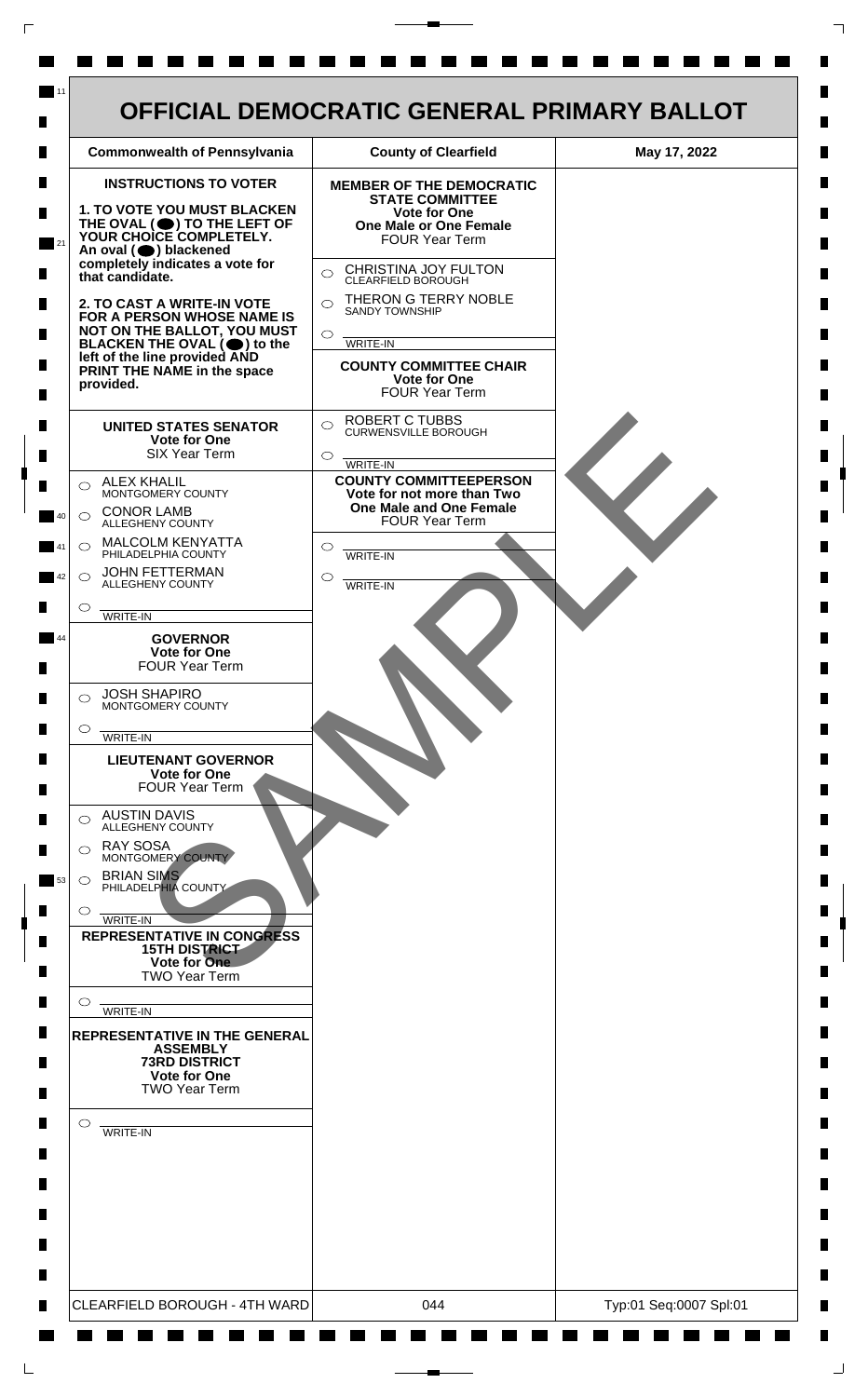# OFFICIAL DEMOCRATIC GENERAL PRIMARY BALLOT

| Commonwealth of Pennsylvania | County of Clearfield | May 17, 2022 |
| --- | --- | --- |

**INSTRUCTIONS TO VOTER**

**1. TO VOTE YOU MUST BLACKEN THE OVAL (⬤) TO THE LEFT OF YOUR CHOICE COMPLETELY.** An oval (⬤) blackened completely indicates a vote for that candidate.

**2. TO CAST A WRITE-IN VOTE FOR A PERSON WHOSE NAME IS NOT ON THE BALLOT, YOU MUST BLACKEN THE OVAL (⬤) to the left of the line provided AND PRINT THE NAME in the space provided.**

**UNITED STATES SENATOR**
**Vote for One**
SIX Year Term

- ○ ALEX KHALIL — MONTGOMERY COUNTY
- ○ CONOR LAMB — ALLEGHENY COUNTY
- ○ MALCOLM KENYATTA — PHILADELPHIA COUNTY
- ○ JOHN FETTERMAN — ALLEGHENY COUNTY
- ○ ________ WRITE-IN

**GOVERNOR**
**Vote for One**
FOUR Year Term

- ○ JOSH SHAPIRO — MONTGOMERY COUNTY
- ○ ________ WRITE-IN

**LIEUTENANT GOVERNOR**
**Vote for One**
FOUR Year Term

- ○ AUSTIN DAVIS — ALLEGHENY COUNTY
- ○ RAY SOSA — MONTGOMERY COUNTY
- ○ BRIAN SIMS — PHILADELPHIA COUNTY
- ○ ________ WRITE-IN

**REPRESENTATIVE IN CONGRESS**
**15TH DISTRICT**
**Vote for One**
TWO Year Term

- ○ ________ WRITE-IN

**REPRESENTATIVE IN THE GENERAL ASSEMBLY**
**73RD DISTRICT**
**Vote for One**
TWO Year Term

- ○ ________ WRITE-IN

**MEMBER OF THE DEMOCRATIC STATE COMMITTEE**
**Vote for One**
**One Male or One Female**
FOUR Year Term

- ○ CHRISTINA JOY FULTON — CLEARFIELD BOROUGH
- ○ THERON G TERRY NOBLE — SANDY TOWNSHIP
- ○ ________ WRITE-IN

**COUNTY COMMITTEE CHAIR**
**Vote for One**
FOUR Year Term

- ○ ROBERT C TUBBS — CURWENSVILLE BOROUGH
- ○ ________ WRITE-IN

**COUNTY COMMITTEEPERSON**
**Vote for not more than Two**
**One Male and One Female**
FOUR Year Term

- ○ ________ WRITE-IN
- ○ ________ WRITE-IN

SAMPLE

| CLEARFIELD BOROUGH - 4TH WARD | 044 | Typ:01 Seq:0007 Spl:01 |
| --- | --- | --- |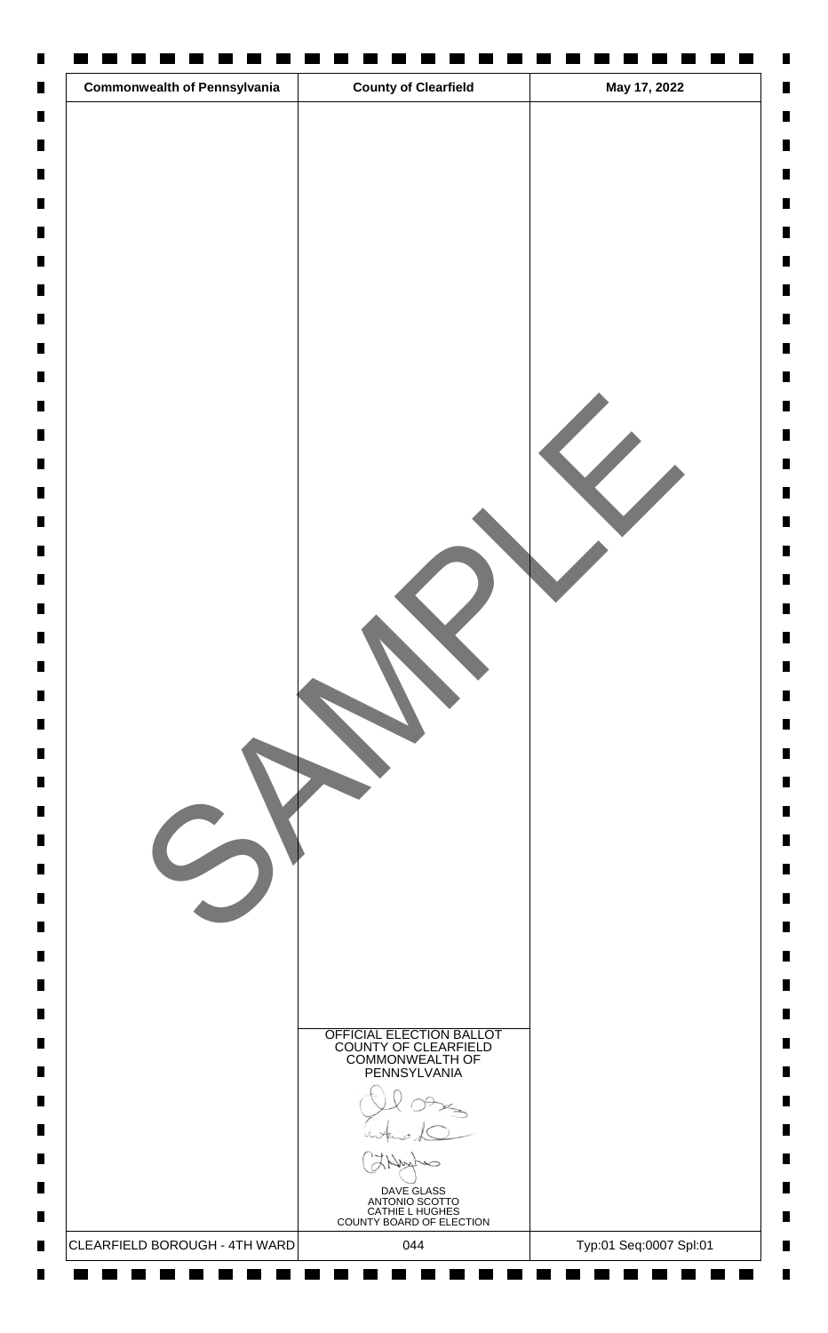| Commonwealth of Pennsylvania | County of Clearfield | May 17, 2022 |
|---|---|---|

SAMPLE

OFFICIAL ELECTION BALLOT
COUNTY OF CLEARFIELD
COMMONWEALTH OF
PENNSYLVANIA

DAVE GLASS
ANTONIO SCOTTO
CATHIE L HUGHES
COUNTY BOARD OF ELECTION

| CLEARFIELD BOROUGH - 4TH WARD | 044 | Typ:01 Seq:0007 Spl:01 |
|---|---|---|